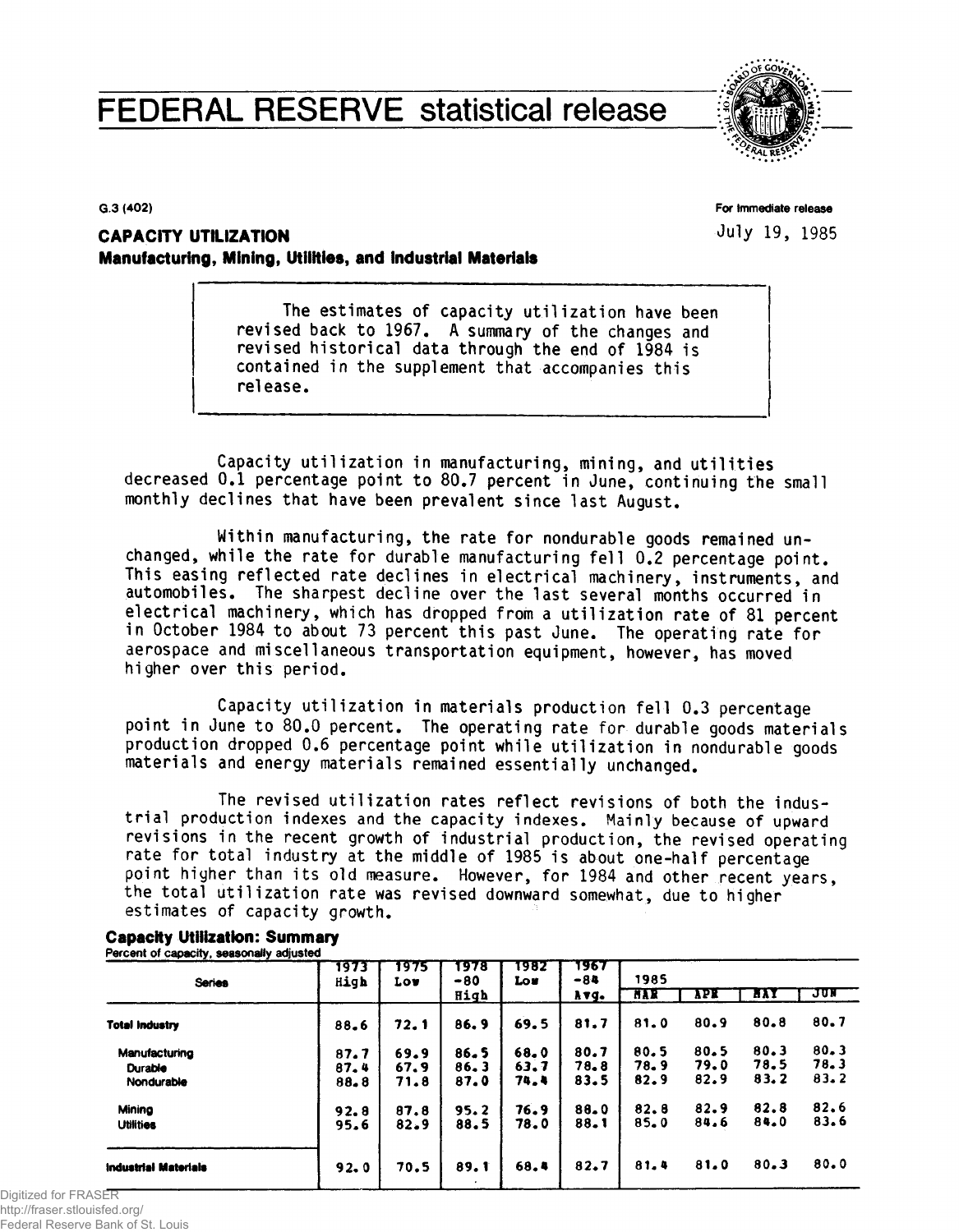# FEDERAL RESERVE statistical release

G.3 (402)

For immediate release

July 19, 1985

## CAPACITY UTILIZATION

### Manufacturing, Mining, Utilities, and Industrial Materials

> The estimates of capacity utilization have been revised back to 1967. A summary of the changes and revised historical data through the end of 1984 is contained in the supplement that accompanies this release.

Capacity utilization in manufacturing, mining, and utilities decreased 0.1 percentage point to 80.7 percent in June, continuing the small monthly declines that have been prevalent since last August.

Within manufacturing, the rate for nondurable goods remained unchanged, while the rate for durable manufacturing fell 0.2 percentage point. This easing reflected rate declines in electrical machinery, instruments, and automobiles. The sharpest decline over the last several months occurred in electrical machinery, which has dropped from a utilization rate of 81 percent in October 1984 to about 73 percent this past June. The operating rate for aerospace and miscellaneous transportation equipment, however, has moved higher over this period.

Capacity utilization in materials production fell 0.3 percentage point in June to 80.0 percent. The operating rate for durable goods materials production dropped 0.6 percentage point while utilization in nondurable goods materials and energy materials remained essentially unchanged.

The revised utilization rates reflect revisions of both the industrial production indexes and the capacity indexes. Mainly because of upward revisions in the recent growth of industrial production, the revised operating rate for total industry at the middle of 1985 is about one-half percentage point higher than its old measure. However, for 1984 and other recent years, the total utilization rate was revised downward somewhat, due to higher estimates of capacity growth.

**Capacity Utilization: Summary**
Percent of capacity, seasonally adjusted

| Series | 1973 High | 1975 Low | 1978-80 High | 1982 Low | 1967-84 Avg. | 1985 MAR | APR | MAY | JUN |
|---|---|---|---|---|---|---|---|---|---|
| **Total Industry** | 88.6 | 72.1 | 86.9 | 69.5 | 81.7 | 81.0 | 80.9 | 80.8 | 80.7 |
| Manufacturing | 87.7 | 69.9 | 86.5 | 68.0 | 80.7 | 80.5 | 80.5 | 80.3 | 80.3 |
| Durable | 87.4 | 67.9 | 86.3 | 63.7 | 78.8 | 78.9 | 79.0 | 78.5 | 78.3 |
| Nondurable | 88.8 | 71.8 | 87.0 | 74.4 | 83.5 | 82.9 | 82.9 | 83.2 | 83.2 |
| Mining | 92.8 | 87.8 | 95.2 | 76.9 | 88.0 | 82.8 | 82.9 | 82.8 | 82.6 |
| Utilities | 95.6 | 82.9 | 88.5 | 78.0 | 88.1 | 85.0 | 84.6 | 84.0 | 83.6 |
| **Industrial Materials** | 92.0 | 70.5 | 89.1 | 68.4 | 82.7 | 81.4 | 81.0 | 80.3 | 80.0 |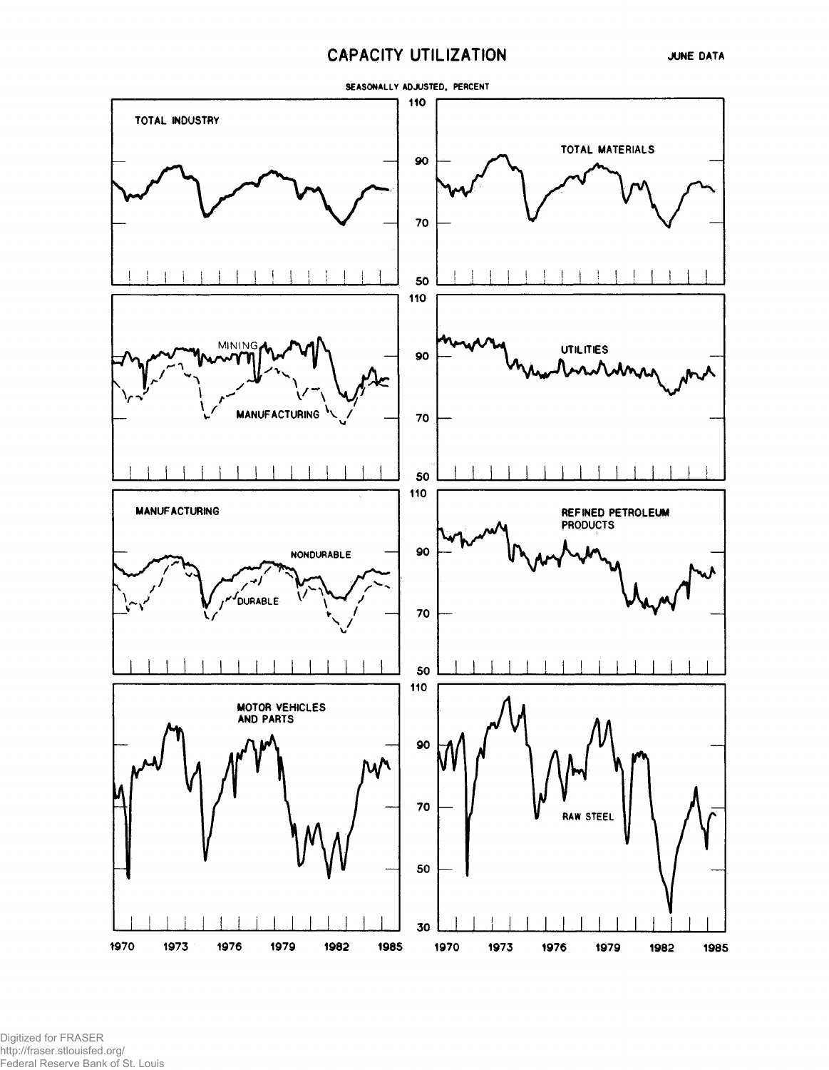# CAPACITY UTILIZATION

JUNE DATA

SEASONALLY ADJUSTED, PERCENT

TOTAL INDUSTRY

TOTAL MATERIALS

MINING

MANUFACTURING

UTILITIES

MANUFACTURING

NONDURABLE

DURABLE

REFINED PETROLEUM PRODUCTS

MOTOR VEHICLES AND PARTS

RAW STEEL

110 90 70 50

110 90 70 50

110 90 70 50

110 90 70 50 30

1970 1973 1976 1979 1982 1985

1970 1973 1976 1979 1982 1985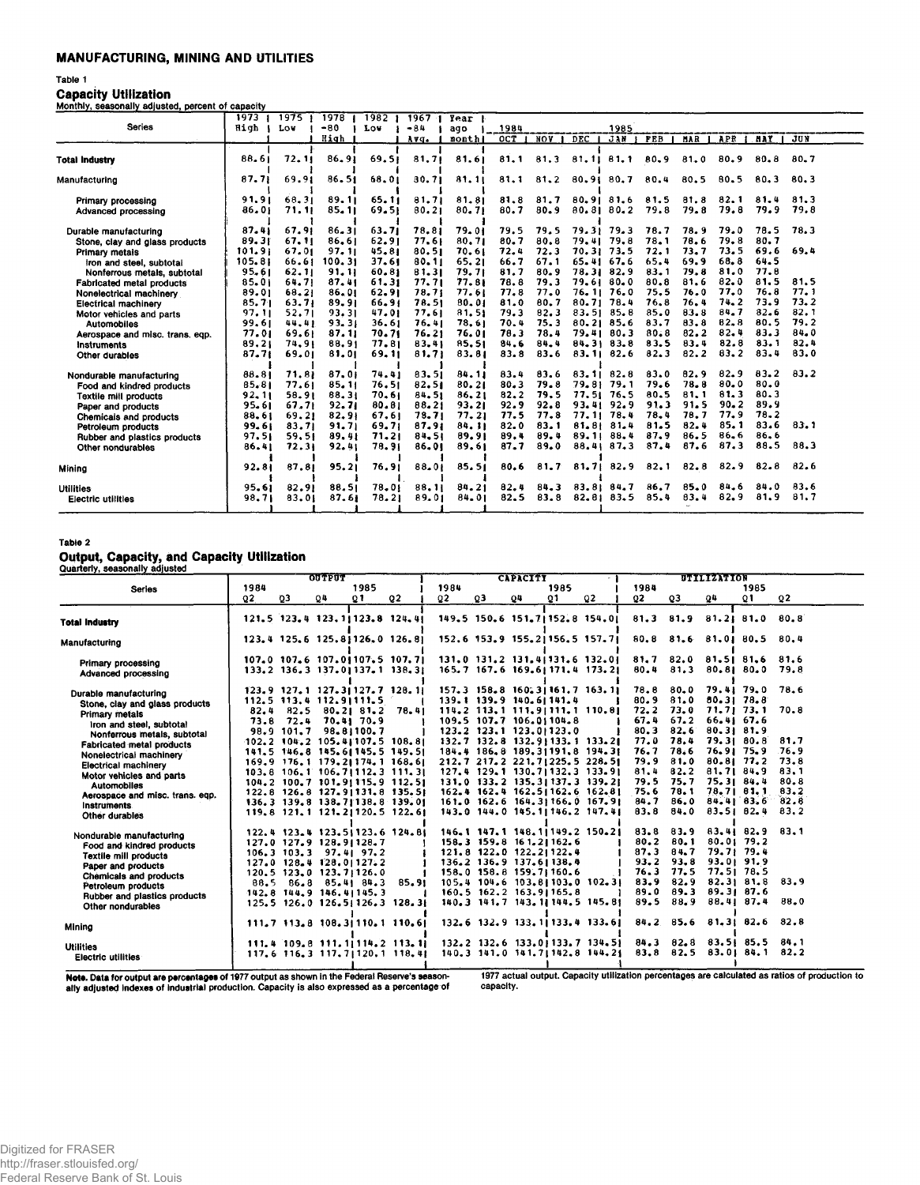## MANUFACTURING, MINING AND UTILITIES

**Table 1**

### Capacity Utilization

Monthly, seasonally adjusted, percent of capacity

| Series | 1973 High | 1975 Low | 1978-80 High | 1982 Low | 1967-84 Avg. | Year ago month | 1984 OCT | NOV | DEC | 1985 JAN | FEB | MAR | APR | MAY | JUN |
|---|---|---|---|---|---|---|---|---|---|---|---|---|---|---|---|
| **Total Industry** | 88.6 | 72.1 | 86.9 | 69.5 | 81.7 | 81.6 | 81.1 | 81.3 | 81.1 | 81.1 | 80.9 | 81.0 | 80.9 | 80.8 | 80.7 |
| Manufacturing | 87.7 | 69.9 | 86.5 | 68.0 | 80.7 | 81.1 | 81.1 | 81.2 | 80.9 | 80.7 | 80.4 | 80.5 | 80.5 | 80.3 | 80.3 |
| Primary processing | 91.9 | 68.3 | 89.1 | 65.1 | 81.7 | 81.8 | 81.8 | 81.7 | 80.9 | 81.6 | 81.5 | 81.8 | 82.1 | 81.4 | 81.3 |
| Advanced processing | 86.0 | 71.1 | 85.1 | 69.5 | 80.2 | 80.7 | 80.7 | 80.9 | 80.8 | 80.2 | 79.8 | 79.8 | 79.8 | 79.9 | 79.8 |
| Durable manufacturing | 87.4 | 67.9 | 86.3 | 63.7 | 78.8 | 79.0 | 79.5 | 79.5 | 79.3 | 79.3 | 78.7 | 78.9 | 79.0 | 78.5 | 78.3 |
| Stone, clay and glass products | 89.3 | 67.1 | 86.6 | 62.9 | 77.6 | 80.7 | 80.7 | 80.8 | 79.4 | 79.8 | 78.1 | 78.6 | 79.8 | 80.7 | |
| Primary metals | 101.9 | 67.0 | 97.1 | 45.8 | 80.5 | 70.6 | 72.4 | 72.3 | 70.3 | 73.5 | 72.1 | 73.7 | 73.5 | 69.6 | 69.4 |
| Iron and steel, subtotal | 105.8 | 66.6 | 100.3 | 37.6 | 80.1 | 65.2 | 66.7 | 67.1 | 65.4 | 67.6 | 65.4 | 69.9 | 68.8 | 64.5 | |
| Nonferrous metals, subtotal | 95.6 | 62.1 | 91.1 | 60.8 | 81.3 | 79.7 | 81.7 | 80.9 | 78.3 | 82.9 | 83.1 | 79.8 | 81.0 | 77.8 | |
| Fabricated metal products | 85.0 | 64.7 | 87.4 | 61.3 | 77.7 | 77.8 | 78.8 | 79.3 | 79.6 | 80.0 | 80.8 | 81.6 | 82.0 | 81.5 | 81.5 |
| Nonelectrical machinery | 89.0 | 68.2 | 86.0 | 62.9 | 78.7 | 77.6 | 77.8 | 77.0 | 76.1 | 76.0 | 75.5 | 76.0 | 77.0 | 76.8 | 77.1 |
| Electrical machinery | 85.7 | 63.7 | 89.9 | 66.9 | 78.5 | 80.0 | 81.0 | 80.7 | 80.7 | 78.4 | 76.8 | 76.4 | 74.2 | 73.9 | 73.2 |
| Motor vehicles and parts | 97.1 | 52.7 | 93.3 | 47.0 | 77.6 | 81.5 | 79.3 | 82.3 | 83.5 | 85.8 | 85.0 | 83.8 | 84.7 | 82.6 | 82.1 |
| Automobiles | 99.6 | 44.4 | 93.3 | 36.6 | 76.4 | 78.6 | 70.4 | 75.3 | 80.2 | 85.6 | 83.7 | 83.8 | 82.8 | 80.5 | 79.2 |
| Aerospace and misc. trans. eqp. | 77.0 | 69.6 | 87.1 | 70.7 | 76.2 | 76.0 | 78.3 | 78.4 | 79.4 | 80.3 | 80.8 | 82.2 | 82.4 | 83.3 | 84.0 |
| Instruments | 89.2 | 74.9 | 88.9 | 77.8 | 83.4 | 85.5 | 84.6 | 84.4 | 84.3 | 83.8 | 83.5 | 83.4 | 82.8 | 83.1 | 82.4 |
| Other durables | 87.7 | 69.0 | 81.0 | 69.1 | 81.7 | 83.8 | 83.8 | 83.6 | 83.1 | 82.6 | 82.3 | 82.2 | 83.2 | 83.4 | 83.0 |
| Nondurable manufacturing | 88.8 | 71.8 | 87.0 | 74.4 | 83.5 | 84.1 | 83.4 | 83.6 | 83.1 | 82.8 | 83.0 | 82.9 | 82.9 | 83.2 | 83.2 |
| Food and kindred products | 85.8 | 77.6 | 85.1 | 76.5 | 82.5 | 80.2 | 80.3 | 79.8 | 79.8 | 79.1 | 79.6 | 78.8 | 80.0 | 80.0 | |
| Textile mill products | 92.1 | 58.9 | 88.3 | 70.6 | 84.5 | 86.2 | 82.2 | 79.5 | 77.5 | 76.5 | 80.5 | 81.1 | 81.3 | 80.3 | |
| Paper and products | 95.6 | 67.7 | 92.7 | 80.8 | 88.2 | 93.2 | 92.9 | 92.8 | 93.4 | 92.9 | 91.3 | 91.5 | 90.2 | 89.9 | |
| Chemicals and products | 88.6 | 69.2 | 82.9 | 67.6 | 78.7 | 77.2 | 77.5 | 77.8 | 77.1 | 78.4 | 78.4 | 78.7 | 77.9 | 78.2 | |
| Petroleum products | 99.6 | 83.7 | 91.7 | 69.7 | 87.9 | 84.1 | 82.0 | 83.1 | 81.8 | 81.4 | 81.5 | 82.4 | 85.1 | 83.6 | 83.1 |
| Rubber and plastics products | 97.5 | 59.5 | 89.4 | 71.2 | 84.5 | 89.9 | 89.4 | 89.4 | 89.1 | 88.4 | 87.9 | 86.5 | 86.6 | 86.6 | |
| Other nondurables | 86.4 | 72.3 | 92.4 | 78.9 | 86.0 | 89.6 | 87.7 | 89.0 | 88.4 | 87.3 | 87.4 | 87.6 | 87.3 | 88.5 | 88.3 |
| Mining | 92.8 | 87.8 | 95.2 | 76.9 | 88.0 | 85.5 | 80.6 | 81.7 | 81.7 | 82.9 | 82.1 | 82.8 | 82.9 | 82.8 | 82.6 |
| Utilities | 95.6 | 82.9 | 88.5 | 78.0 | 88.1 | 84.2 | 82.4 | 84.3 | 83.8 | 84.7 | 86.7 | 85.0 | 84.6 | 84.0 | 83.6 |
| Electric utilities | 98.7 | 83.0 | 87.6 | 78.2 | 89.0 | 84.0 | 82.5 | 83.8 | 82.8 | 83.5 | 85.4 | 83.4 | 82.9 | 81.9 | 81.7 |

**Table 2**

### Output, Capacity, and Capacity Utilization

Quarterly, seasonally adjusted

| Series | OUTPUT 1984 Q2 | Q3 | Q4 | 1985 Q1 | Q2 | CAPACITY 1984 Q2 | Q3 | Q4 | 1985 Q1 | Q2 | UTILIZATION 1984 Q2 | Q3 | Q4 | 1985 Q1 | Q2 |
|---|---|---|---|---|---|---|---|---|---|---|---|---|---|---|---|
| **Total Industry** | 121.5 | 123.4 | 123.1 | 123.8 | 124.4 | 149.5 | 150.6 | 151.7 | 152.8 | 154.0 | 81.3 | 81.9 | 81.2 | 81.0 | 80.8 |
| Manufacturing | 123.4 | 125.6 | 125.8 | 126.0 | 126.8 | 152.6 | 153.9 | 155.2 | 156.5 | 157.7 | 80.8 | 81.6 | 81.0 | 80.5 | 80.4 |
| Primary processing | 107.0 | 107.6 | 107.0 | 107.5 | 107.7 | 131.0 | 131.2 | 131.4 | 131.6 | 132.0 | 81.7 | 82.0 | 81.5 | 81.6 | 81.6 |
| Advanced processing | 133.2 | 136.3 | 137.0 | 137.1 | 138.3 | 165.7 | 167.6 | 169.6 | 171.4 | 173.2 | 80.4 | 81.3 | 80.8 | 80.0 | 79.8 |
| Durable manufacturing | 123.9 | 127.1 | 127.3 | 127.7 | 128.1 | 157.3 | 158.8 | 160.3 | 161.7 | 163.1 | 78.8 | 80.0 | 79.4 | 79.0 | 78.6 |
| Stone, clay and glass products | 112.5 | 113.4 | 112.9 | 111.5 | | 139.1 | 139.9 | 140.6 | 141.4 | | 80.9 | 81.0 | 80.3 | 78.8 | |
| Primary metals | 82.4 | 82.5 | 80.2 | 81.2 | 78.4 | 114.2 | 113.1 | 111.9 | 111.1 | 110.8 | 72.2 | 73.0 | 71.7 | 73.1 | 70.8 |
| Iron and steel, subtotal | 73.8 | 72.4 | 70.4 | 70.9 | | 109.5 | 107.7 | 106.0 | 104.8 | | 67.4 | 67.2 | 66.4 | 67.6 | |
| Nonferrous metals, subtotal | 98.9 | 101.7 | 98.8 | 100.7 | | 123.2 | 123.1 | 123.0 | 123.0 | | 80.3 | 82.6 | 80.3 | 81.9 | |
| Fabricated metal products | 102.2 | 104.2 | 105.4 | 107.5 | 108.8 | 132.7 | 132.8 | 132.9 | 133.1 | 133.2 | 77.0 | 78.4 | 79.3 | 80.8 | 81.7 |
| Nonelectrical machinery | 141.5 | 146.8 | 145.6 | 145.5 | 149.5 | 184.4 | 186.8 | 189.3 | 191.8 | 194.3 | 76.7 | 78.6 | 76.9 | 75.9 | 76.9 |
| Electrical machinery | 169.9 | 176.1 | 179.2 | 174.1 | 168.6 | 212.7 | 217.2 | 221.7 | 225.5 | 228.5 | 79.9 | 81.0 | 80.8 | 77.2 | 73.8 |
| Motor vehicles and parts | 103.8 | 106.1 | 106.7 | 112.3 | 111.3 | 127.4 | 129.1 | 130.7 | 132.3 | 133.9 | 81.4 | 82.2 | 81.7 | 84.9 | 83.1 |
| Automobiles | 104.2 | 100.7 | 101.9 | 115.9 | 112.5 | 131.0 | 133.2 | 135.3 | 137.3 | 139.2 | 79.5 | 75.7 | 75.3 | 84.4 | 80.8 |
| Aerospace and misc. trans. eqp. | 122.8 | 126.8 | 127.9 | 131.8 | 135.5 | 162.4 | 162.4 | 162.5 | 162.6 | 162.8 | 75.6 | 78.1 | 78.7 | 81.1 | 83.2 |
| Instruments | 136.3 | 139.8 | 138.7 | 138.8 | 139.0 | 161.0 | 162.6 | 164.3 | 166.0 | 167.9 | 84.7 | 86.0 | 84.4 | 83.6 | 82.8 |
| Other durables | 119.8 | 121.1 | 121.2 | 120.5 | 122.6 | 143.0 | 144.0 | 145.1 | 146.2 | 147.4 | 83.8 | 84.0 | 83.5 | 82.4 | 83.2 |
| Nondurable manufacturing | 122.4 | 123.4 | 123.5 | 123.6 | 124.8 | 146.1 | 147.1 | 148.1 | 149.2 | 150.2 | 83.8 | 83.9 | 83.4 | 82.9 | 83.1 |
| Food and kindred products | 127.0 | 127.9 | 128.9 | 128.7 | | 158.3 | 159.8 | 161.2 | 162.6 | | 80.2 | 80.1 | 80.0 | 79.2 | |
| Textile mill products | 106.3 | 103.3 | 97.4 | 97.2 | | 121.8 | 122.0 | 122.2 | 122.4 | | 87.3 | 84.7 | 79.7 | 79.4 | |
| Paper and products | 127.0 | 128.4 | 128.0 | 127.2 | | 136.2 | 136.9 | 137.6 | 138.4 | | 93.2 | 93.8 | 93.0 | 91.9 | |
| Chemicals and products | 120.5 | 123.0 | 123.7 | 126.0 | | 158.0 | 158.8 | 159.7 | 160.6 | | 76.3 | 77.5 | 77.5 | 78.5 | |
| Petroleum products | 88.5 | 86.8 | 85.4 | 84.3 | 85.9 | 105.4 | 104.6 | 103.8 | 103.0 | 102.3 | 83.9 | 82.9 | 82.3 | 81.8 | 83.9 |
| Rubber and plastics products | 142.8 | 144.9 | 146.4 | 145.3 | | 160.5 | 162.2 | 163.9 | 165.8 | | 89.0 | 89.3 | 89.3 | 87.6 | |
| Other nondurables | 125.5 | 126.0 | 126.5 | 126.3 | 128.3 | 140.3 | 141.7 | 143.1 | 144.5 | 145.8 | 89.5 | 88.9 | 88.4 | 87.4 | 88.0 |
| Mining | 111.7 | 113.8 | 108.3 | 110.1 | 110.6 | 132.6 | 132.9 | 133.1 | 133.4 | 133.6 | 84.2 | 85.6 | 81.3 | 82.6 | 82.8 |
| Utilities | 111.4 | 109.8 | 111.1 | 114.2 | 113.1 | 132.2 | 132.6 | 133.0 | 133.7 | 134.5 | 84.3 | 82.8 | 83.5 | 85.5 | 84.1 |
| Electric utilities | 117.6 | 116.3 | 117.7 | 120.1 | 118.4 | 140.3 | 141.0 | 141.7 | 142.8 | 144.2 | 83.8 | 82.5 | 83.0 | 84.1 | 82.2 |

**Note.** Data for output are percentages of 1977 output as shown in the Federal Reserve's seasonally adjusted indexes of industrial production. Capacity is also expressed as a percentage of 1977 actual output. Capacity utilization percentages are calculated as ratios of production to capacity.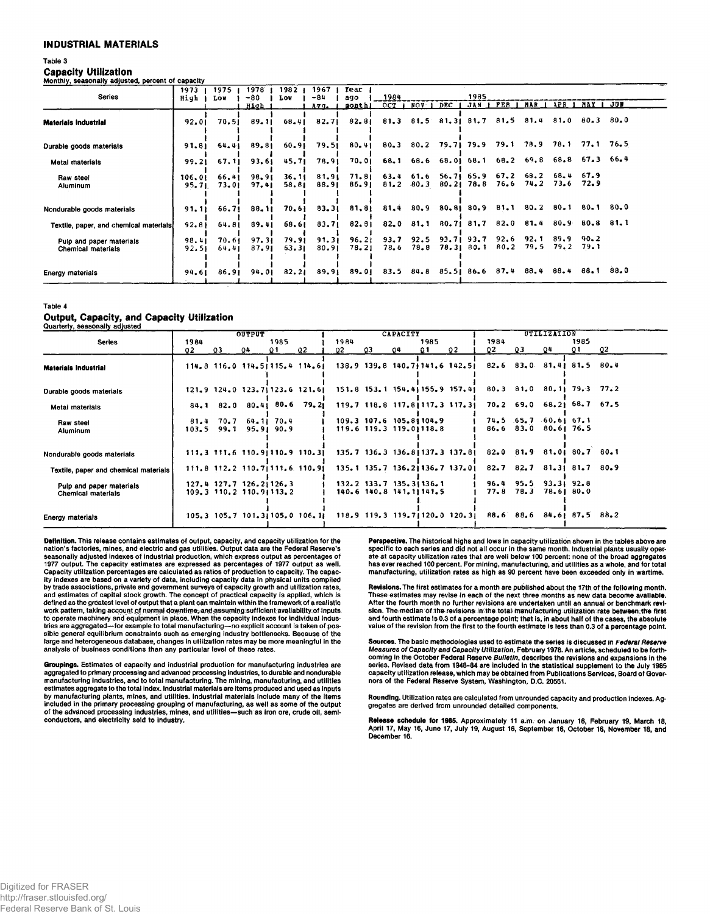## INDUSTRIAL MATERIALS

Table 3

### Capacity Utilization

Monthly, seasonally adjusted, percent of capacity

| Series | 1973 High | 1975 Low | 1978-80 High | 1982 Low | 1967-84 Avg. | Year ago month | 1984 OCT | NOV | DEC | 1985 JAN | FEB | MAR | APR | MAY | JUN |
|---|---|---|---|---|---|---|---|---|---|---|---|---|---|---|---|
| **Materials industrial** | 92.0 | 70.5 | 89.1 | 68.4 | 82.7 | 82.8 | 81.3 | 81.5 | 81.3 | 81.7 | 81.5 | 81.4 | 81.0 | 80.3 | 80.0 |
| Durable goods materials | 91.8 | 64.4 | 89.8 | 60.9 | 79.5 | 80.4 | 80.3 | 80.2 | 79.7 | 79.9 | 79.1 | 78.9 | 78.1 | 77.1 | 76.5 |
| Metal materials | 99.2 | 67.1 | 93.6 | 45.7 | 78.9 | 70.0 | 68.1 | 68.6 | 68.0 | 68.1 | 68.2 | 69.8 | 68.8 | 67.3 | 66.4 |
| Raw steel | 106.0 | 66.4 | 98.9 | 36.1 | 81.9 | 71.8 | 63.4 | 61.6 | 56.7 | 65.9 | 67.2 | 68.2 | 68.4 | 67.9 | |
| Aluminum | 95.7 | 73.0 | 97.4 | 58.8 | 88.9 | 86.9 | 81.2 | 80.3 | 80.2 | 78.8 | 76.6 | 74.2 | 73.6 | 72.9 | |
| Nondurable goods materials | 91.1 | 66.7 | 88.1 | 70.6 | 83.3 | 81.8 | 81.4 | 80.9 | 80.8 | 80.9 | 81.1 | 80.2 | 80.1 | 80.1 | 80.0 |
| Textile, paper, and chemical materials | 92.8 | 64.8 | 89.4 | 68.6 | 83.7 | 82.8 | 82.0 | 81.1 | 80.7 | 81.7 | 82.0 | 81.4 | 80.9 | 80.8 | 81.1 |
| Pulp and paper materials | 98.4 | 70.6 | 97.3 | 79.9 | 91.3 | 96.2 | 93.7 | 92.5 | 93.7 | 93.7 | 92.6 | 92.1 | 89.9 | 90.2 | |
| Chemical materials | 92.5 | 64.4 | 87.9 | 63.3 | 80.9 | 78.2 | 78.6 | 78.8 | 78.3 | 80.1 | 80.2 | 79.5 | 79.2 | 79.1 | |
| Energy materials | 94.6 | 86.9 | 94.0 | 82.2 | 89.9 | 89.0 | 83.5 | 84.8 | 85.5 | 86.6 | 87.4 | 88.4 | 88.4 | 88.1 | 88.0 |

Table 4

### Output, Capacity, and Capacity Utilization

Quarterly, seasonally adjusted

| Series | OUTPUT 1984 Q2 | Q3 | Q4 | 1985 Q1 | Q2 | CAPACITY 1984 Q2 | Q3 | Q4 | 1985 Q1 | Q2 | UTILIZATION 1984 Q2 | Q3 | Q4 | 1985 Q1 | Q2 |
|---|---|---|---|---|---|---|---|---|---|---|---|---|---|---|---|
| **Materials industrial** | 114.8 | 116.0 | 114.5 | 115.4 | 114.6 | 138.9 | 139.8 | 140.7 | 141.6 | 142.5 | 82.6 | 83.0 | 81.4 | 81.5 | 80.4 |
| Durable goods materials | 121.9 | 124.0 | 123.7 | 123.6 | 121.6 | 151.8 | 153.1 | 154.4 | 155.9 | 157.4 | 80.3 | 81.0 | 80.1 | 79.3 | 77.2 |
| Metal materials | 84.1 | 82.0 | 80.4 | 80.6 | 79.2 | 119.7 | 118.8 | 117.8 | 117.3 | 117.3 | 70.2 | 69.0 | 68.2 | 68.7 | 67.5 |
| Raw steel | 81.4 | 70.7 | 64.1 | 70.4 | | 109.3 | 107.6 | 105.8 | 104.9 | | 74.5 | 65.7 | 60.6 | 67.1 | |
| Aluminum | 103.5 | 99.1 | 95.9 | 90.9 | | 119.6 | 119.3 | 119.0 | 118.8 | | 86.6 | 83.0 | 80.6 | 76.5 | |
| Nondurable goods materials | 111.3 | 111.6 | 110.9 | 110.9 | 110.3 | 135.7 | 136.3 | 136.8 | 137.3 | 137.8 | 82.0 | 81.9 | 81.0 | 80.7 | 80.1 |
| Textile, paper and chemical materials | 111.8 | 112.2 | 110.7 | 111.6 | 110.9 | 135.1 | 135.7 | 136.2 | 136.7 | 137.0 | 82.7 | 82.7 | 81.3 | 81.7 | 80.9 |
| Pulp and paper materials | 127.4 | 127.7 | 126.2 | 126.3 | | 132.2 | 133.7 | 135.3 | 136.1 | | 96.4 | 95.5 | 93.3 | 92.8 | |
| Chemical materials | 109.3 | 110.2 | 110.9 | 113.2 | | 140.6 | 140.8 | 141.1 | 141.5 | | 77.8 | 78.3 | 78.6 | 80.0 | |
| Energy materials | 105.3 | 105.7 | 101.3 | 105.0 | 106.1 | 118.9 | 119.3 | 119.7 | 120.0 | 120.3 | 88.6 | 88.6 | 84.6 | 87.5 | 88.2 |

**Definition.** This release contains estimates of output, capacity, and capacity utilization for the nation's factories, mines, and electric and gas utilities. Output data are the Federal Reserve's seasonally adjusted indexes of industrial production, which express output as percentages of 1977 output. The capacity estimates are expressed as percentages of 1977 output as well. Capacity utilization percentages are calculated as ratios of production to capacity. The capacity indexes are based on a variety of data, including capacity data in physical units compiled by trade associations, private and government surveys of capacity growth and utilization rates, and estimates of capital stock growth. The concept of practical capacity is applied, which is defined as the greatest level of output that a plant can maintain within the framework of a realistic work pattern, taking account of normal downtime, and assuming sufficient availability of inputs to operate machinery and equipment in place. When the capacity indexes for individual industries are aggregated—for example to total manufacturing—no explicit account is taken of possible general equilibrium constraints such as emerging industry bottlenecks. Because of the large and heterogeneous database, changes in utilization rates may be more meaningful in the analysis of business conditions than any particular level of these rates.

**Groupings.** Estimates of capacity and industrial production for manufacturing industries are aggregated to primary processing and advanced processing industries, to durable and nondurable manufacturing industries, and to total manufacturing. The mining, manufacturing, and utilities estimates aggregate to the total index. Industrial materials are items produced and used as inputs by manufacturing plants, mines, and utilities. Industrial materials include many of the items included in the primary processing grouping of manufacturing, as well as some of the output of the advanced processing industries, mines, and utilities—such as iron ore, crude oil, semiconductors, and electricity sold to industry.

**Perspective.** The historical highs and lows in capacity utilization shown in the tables above are specific to each series and did not all occur in the same month. Industrial plants usually operate at capacity utilization rates that are well below 100 percent: none of the broad aggregates has ever reached 100 percent. For mining, manufacturing, and utilities as a whole, and for total manufacturing, utilization rates as high as 90 percent have been exceeded only in wartime.

**Revisions.** The first estimates for a month are published about the 17th of the following month. These estimates may revise in each of the next three months as new data become available. After the fourth month no further revisions are undertaken until an annual or benchmark revision. The median of the revisions in the total manufacturing utilization rate between the first and fourth estimate is 0.3 of a percentage point; that is, in about half of the cases, the absolute value of the revision from the first to the fourth estimate is less than 0.3 of a percentage point.

**Sources.** The basic methodologies used to estimate the series is discussed in *Federal Reserve Measures of Capacity and Capacity Utilization*, February 1978. An article, scheduled to be forthcoming in the October Federal Reserve *Bulletin*, describes the revisions and expansions in the series. Revised data from 1948–84 are included in the statistical supplement to the July 1985 capacity utilization release, which may be obtained from Publications Services, Board of Governors of the Federal Reserve System, Washington, D.C. 20551.

**Rounding.** Utilization rates are calculated from unrounded capacity and production indexes. Aggregates are derived from unrounded detailed components.

**Release schedule for 1985.** Approximately 11 a.m. on January 16, February 19, March 18, April 17, May 16, June 17, July 19, August 16, September 16, October 16, November 18, and December 16.